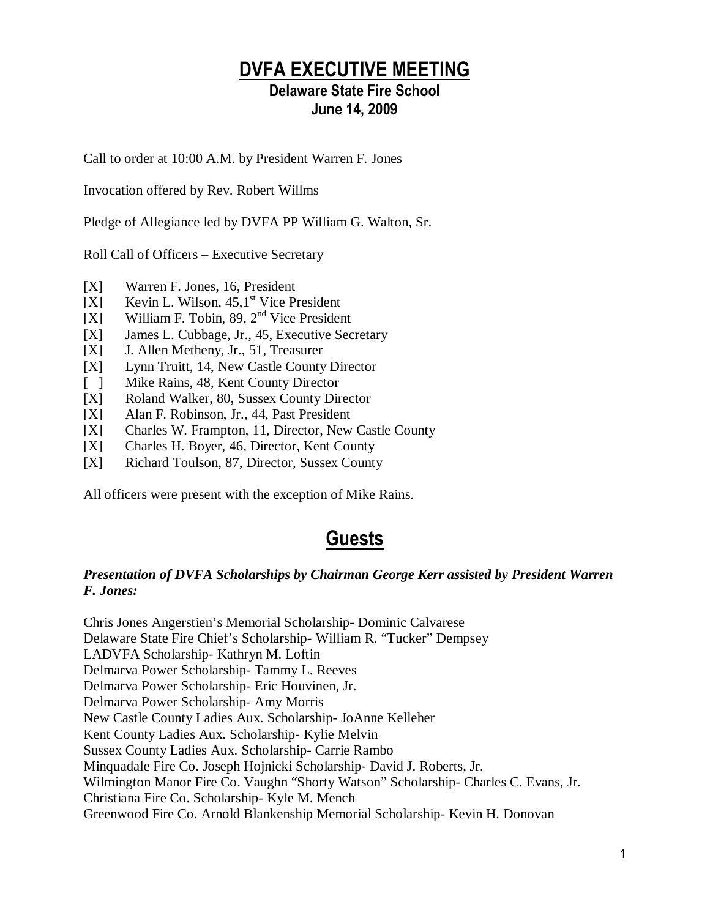# DVFA EXECUTIVE MEETING

### Delaware State Fire School
### June 14, 2009

Call to order at 10:00 A.M. by President Warren F. Jones

Invocation offered by Rev. Robert Willms

Pledge of Allegiance led by DVFA PP William G. Walton, Sr.

Roll Call of Officers – Executive Secretary

[X] Warren F. Jones, 16, President
[X] Kevin L. Wilson, 45,1st Vice President
[X] William F. Tobin, 89, 2nd Vice President
[X] James L. Cubbage, Jr., 45, Executive Secretary
[X] J. Allen Metheny, Jr., 51, Treasurer
[X] Lynn Truitt, 14, New Castle County Director
[ ] Mike Rains, 48, Kent County Director
[X] Roland Walker, 80, Sussex County Director
[X] Alan F. Robinson, Jr., 44, Past President
[X] Charles W. Frampton, 11, Director, New Castle County
[X] Charles H. Boyer, 46, Director, Kent County
[X] Richard Toulson, 87, Director, Sussex County

All officers were present with the exception of Mike Rains.

## Guests

***Presentation of DVFA Scholarships by Chairman George Kerr assisted by President Warren F. Jones:***

Chris Jones Angerstien's Memorial Scholarship- Dominic Calvarese
Delaware State Fire Chief's Scholarship- William R. "Tucker" Dempsey
LADVFA Scholarship- Kathryn M. Loftin
Delmarva Power Scholarship- Tammy L. Reeves
Delmarva Power Scholarship- Eric Houvinen, Jr.
Delmarva Power Scholarship- Amy Morris
New Castle County Ladies Aux. Scholarship- JoAnne Kelleher
Kent County Ladies Aux. Scholarship- Kylie Melvin
Sussex County Ladies Aux. Scholarship- Carrie Rambo
Minquadale Fire Co. Joseph Hojnicki Scholarship- David J. Roberts, Jr.
Wilmington Manor Fire Co. Vaughn "Shorty Watson" Scholarship- Charles C. Evans, Jr.
Christiana Fire Co. Scholarship- Kyle M. Mench
Greenwood Fire Co. Arnold Blankenship Memorial Scholarship- Kevin H. Donovan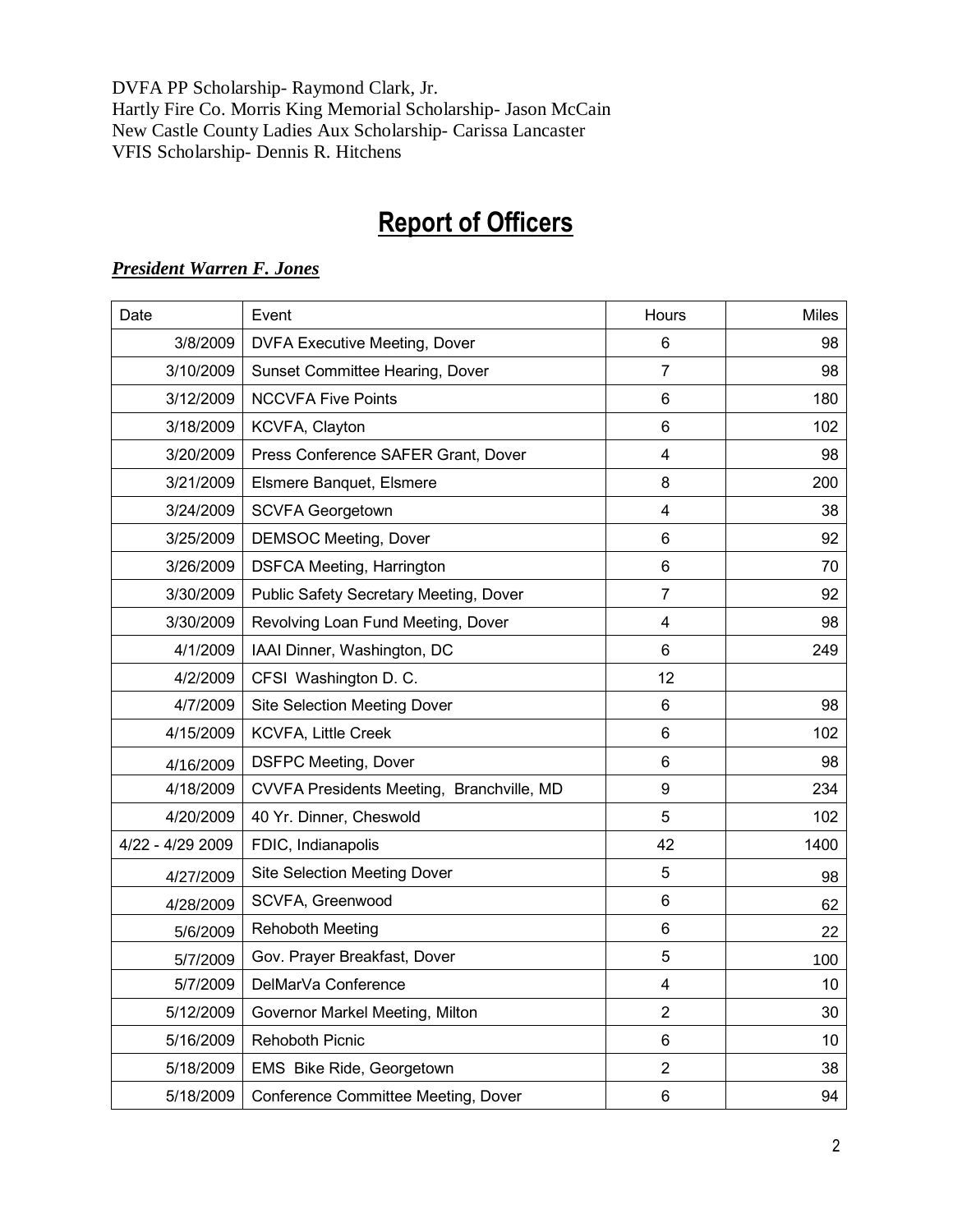DVFA PP Scholarship- Raymond Clark, Jr.
Hartly Fire Co. Morris King Memorial Scholarship- Jason McCain
New Castle County Ladies Aux Scholarship- Carissa Lancaster
VFIS Scholarship- Dennis R. Hitchens

# Report of Officers

## *President Warren F. Jones*

| Date | Event | Hours | Miles |
|---|---|---|---|
| 3/8/2009 | DVFA Executive Meeting, Dover | 6 | 98 |
| 3/10/2009 | Sunset Committee Hearing, Dover | 7 | 98 |
| 3/12/2009 | NCCVFA Five Points | 6 | 180 |
| 3/18/2009 | KCVFA, Clayton | 6 | 102 |
| 3/20/2009 | Press Conference SAFER Grant, Dover | 4 | 98 |
| 3/21/2009 | Elsmere Banquet, Elsmere | 8 | 200 |
| 3/24/2009 | SCVFA Georgetown | 4 | 38 |
| 3/25/2009 | DEMSOC Meeting, Dover | 6 | 92 |
| 3/26/2009 | DSFCA Meeting, Harrington | 6 | 70 |
| 3/30/2009 | Public Safety Secretary Meeting, Dover | 7 | 92 |
| 3/30/2009 | Revolving Loan Fund Meeting, Dover | 4 | 98 |
| 4/1/2009 | IAAI Dinner, Washington, DC | 6 | 249 |
| 4/2/2009 | CFSI Washington D. C. | 12 | |
| 4/7/2009 | Site Selection Meeting Dover | 6 | 98 |
| 4/15/2009 | KCVFA, Little Creek | 6 | 102 |
| 4/16/2009 | DSFPC Meeting, Dover | 6 | 98 |
| 4/18/2009 | CVVFA Presidents Meeting, Branchville, MD | 9 | 234 |
| 4/20/2009 | 40 Yr. Dinner, Cheswold | 5 | 102 |
| 4/22 - 4/29 2009 | FDIC, Indianapolis | 42 | 1400 |
| 4/27/2009 | Site Selection Meeting Dover | 5 | 98 |
| 4/28/2009 | SCVFA, Greenwood | 6 | 62 |
| 5/6/2009 | Rehoboth Meeting | 6 | 22 |
| 5/7/2009 | Gov. Prayer Breakfast, Dover | 5 | 100 |
| 5/7/2009 | DelMarVa Conference | 4 | 10 |
| 5/12/2009 | Governor Markel Meeting, Milton | 2 | 30 |
| 5/16/2009 | Rehoboth Picnic | 6 | 10 |
| 5/18/2009 | EMS Bike Ride, Georgetown | 2 | 38 |
| 5/18/2009 | Conference Committee Meeting, Dover | 6 | 94 |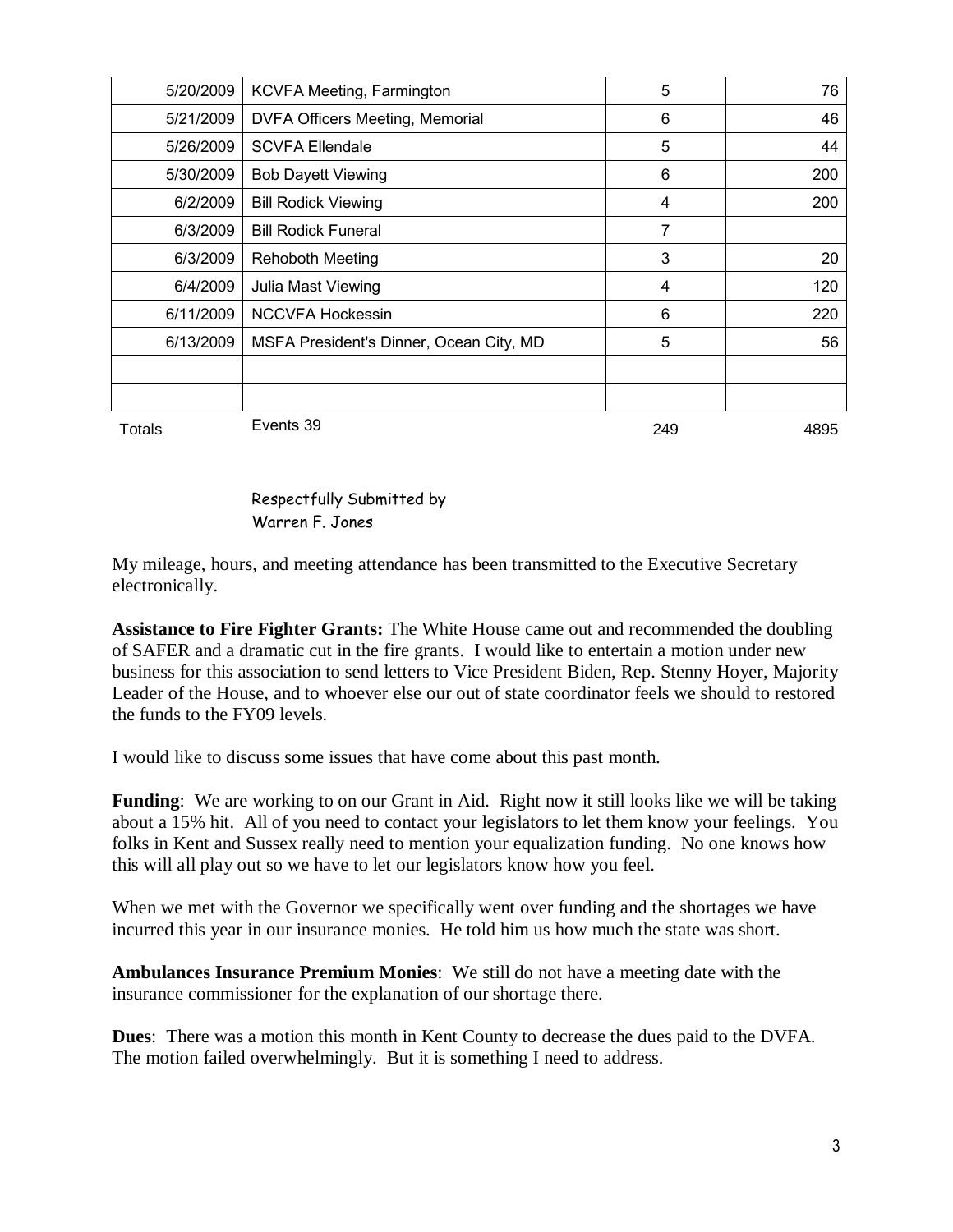| | | | |
|---|---|---|---|
| 5/20/2009 | KCVFA Meeting, Farmington | 5 | 76 |
| 5/21/2009 | DVFA Officers Meeting, Memorial | 6 | 46 |
| 5/26/2009 | SCVFA Ellendale | 5 | 44 |
| 5/30/2009 | Bob Dayett Viewing | 6 | 200 |
| 6/2/2009 | Bill Rodick Viewing | 4 | 200 |
| 6/3/2009 | Bill Rodick Funeral | 7 | |
| 6/3/2009 | Rehoboth Meeting | 3 | 20 |
| 6/4/2009 | Julia Mast Viewing | 4 | 120 |
| 6/11/2009 | NCCVFA Hockessin | 6 | 220 |
| 6/13/2009 | MSFA President's Dinner, Ocean City, MD | 5 | 56 |
| | | | |
| | | | |
| Totals | Events 39 | 249 | 4895 |

Respectfully Submitted by
Warren F. Jones

My mileage, hours, and meeting attendance has been transmitted to the Executive Secretary electronically.

**Assistance to Fire Fighter Grants:** The White House came out and recommended the doubling of SAFER and a dramatic cut in the fire grants. I would like to entertain a motion under new business for this association to send letters to Vice President Biden, Rep. Stenny Hoyer, Majority Leader of the House, and to whoever else our out of state coordinator feels we should to restored the funds to the FY09 levels.

I would like to discuss some issues that have come about this past month.

**Funding**: We are working to on our Grant in Aid. Right now it still looks like we will be taking about a 15% hit. All of you need to contact your legislators to let them know your feelings. You folks in Kent and Sussex really need to mention your equalization funding. No one knows how this will all play out so we have to let our legislators know how you feel.

When we met with the Governor we specifically went over funding and the shortages we have incurred this year in our insurance monies. He told him us how much the state was short.

**Ambulances Insurance Premium Monies**: We still do not have a meeting date with the insurance commissioner for the explanation of our shortage there.

**Dues**: There was a motion this month in Kent County to decrease the dues paid to the DVFA. The motion failed overwhelmingly. But it is something I need to address.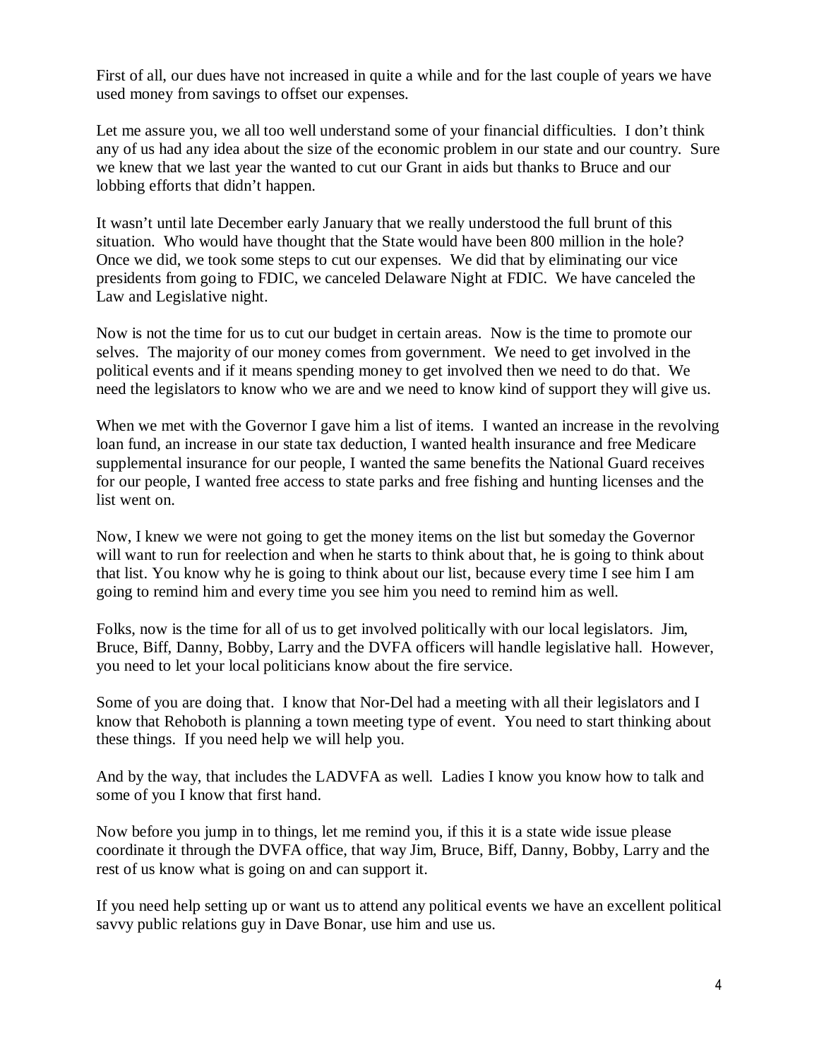First of all, our dues have not increased in quite a while and for the last couple of years we have used money from savings to offset our expenses.

Let me assure you, we all too well understand some of your financial difficulties. I don't think any of us had any idea about the size of the economic problem in our state and our country. Sure we knew that we last year the wanted to cut our Grant in aids but thanks to Bruce and our lobbing efforts that didn't happen.

It wasn't until late December early January that we really understood the full brunt of this situation. Who would have thought that the State would have been 800 million in the hole? Once we did, we took some steps to cut our expenses. We did that by eliminating our vice presidents from going to FDIC, we canceled Delaware Night at FDIC. We have canceled the Law and Legislative night.

Now is not the time for us to cut our budget in certain areas. Now is the time to promote our selves. The majority of our money comes from government. We need to get involved in the political events and if it means spending money to get involved then we need to do that. We need the legislators to know who we are and we need to know kind of support they will give us.

When we met with the Governor I gave him a list of items. I wanted an increase in the revolving loan fund, an increase in our state tax deduction, I wanted health insurance and free Medicare supplemental insurance for our people, I wanted the same benefits the National Guard receives for our people, I wanted free access to state parks and free fishing and hunting licenses and the list went on.

Now, I knew we were not going to get the money items on the list but someday the Governor will want to run for reelection and when he starts to think about that, he is going to think about that list. You know why he is going to think about our list, because every time I see him I am going to remind him and every time you see him you need to remind him as well.

Folks, now is the time for all of us to get involved politically with our local legislators. Jim, Bruce, Biff, Danny, Bobby, Larry and the DVFA officers will handle legislative hall. However, you need to let your local politicians know about the fire service.

Some of you are doing that. I know that Nor-Del had a meeting with all their legislators and I know that Rehoboth is planning a town meeting type of event. You need to start thinking about these things. If you need help we will help you.

And by the way, that includes the LADVFA as well. Ladies I know you know how to talk and some of you I know that first hand.

Now before you jump in to things, let me remind you, if this it is a state wide issue please coordinate it through the DVFA office, that way Jim, Bruce, Biff, Danny, Bobby, Larry and the rest of us know what is going on and can support it.

If you need help setting up or want us to attend any political events we have an excellent political savvy public relations guy in Dave Bonar, use him and use us.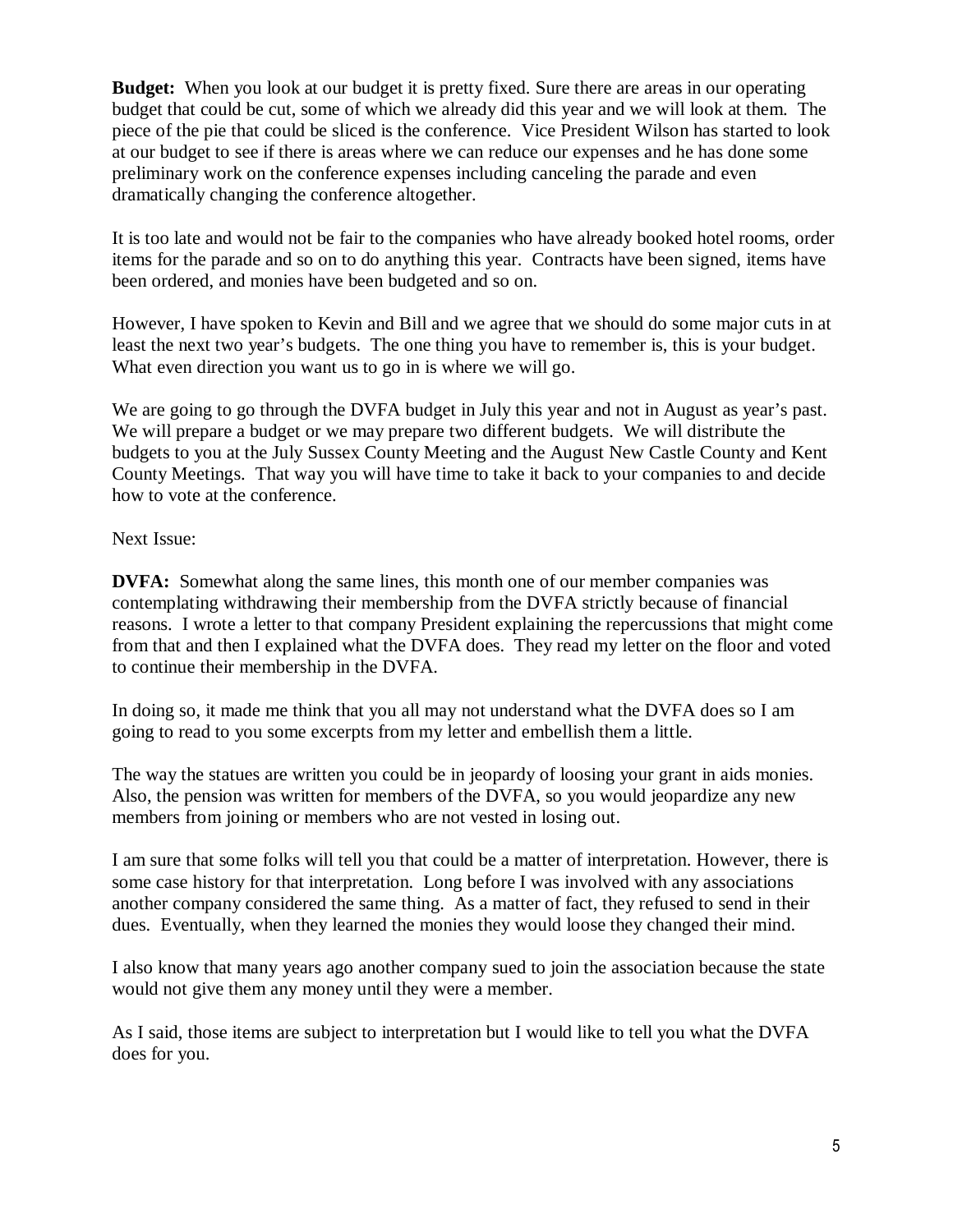**Budget:** When you look at our budget it is pretty fixed. Sure there are areas in our operating budget that could be cut, some of which we already did this year and we will look at them. The piece of the pie that could be sliced is the conference. Vice President Wilson has started to look at our budget to see if there is areas where we can reduce our expenses and he has done some preliminary work on the conference expenses including canceling the parade and even dramatically changing the conference altogether.

It is too late and would not be fair to the companies who have already booked hotel rooms, order items for the parade and so on to do anything this year. Contracts have been signed, items have been ordered, and monies have been budgeted and so on.

However, I have spoken to Kevin and Bill and we agree that we should do some major cuts in at least the next two year's budgets. The one thing you have to remember is, this is your budget. What even direction you want us to go in is where we will go.

We are going to go through the DVFA budget in July this year and not in August as year's past. We will prepare a budget or we may prepare two different budgets. We will distribute the budgets to you at the July Sussex County Meeting and the August New Castle County and Kent County Meetings. That way you will have time to take it back to your companies to and decide how to vote at the conference.

Next Issue:

**DVFA:** Somewhat along the same lines, this month one of our member companies was contemplating withdrawing their membership from the DVFA strictly because of financial reasons. I wrote a letter to that company President explaining the repercussions that might come from that and then I explained what the DVFA does. They read my letter on the floor and voted to continue their membership in the DVFA.

In doing so, it made me think that you all may not understand what the DVFA does so I am going to read to you some excerpts from my letter and embellish them a little.

The way the statues are written you could be in jeopardy of loosing your grant in aids monies. Also, the pension was written for members of the DVFA, so you would jeopardize any new members from joining or members who are not vested in losing out.

I am sure that some folks will tell you that could be a matter of interpretation. However, there is some case history for that interpretation. Long before I was involved with any associations another company considered the same thing. As a matter of fact, they refused to send in their dues. Eventually, when they learned the monies they would loose they changed their mind.

I also know that many years ago another company sued to join the association because the state would not give them any money until they were a member.

As I said, those items are subject to interpretation but I would like to tell you what the DVFA does for you.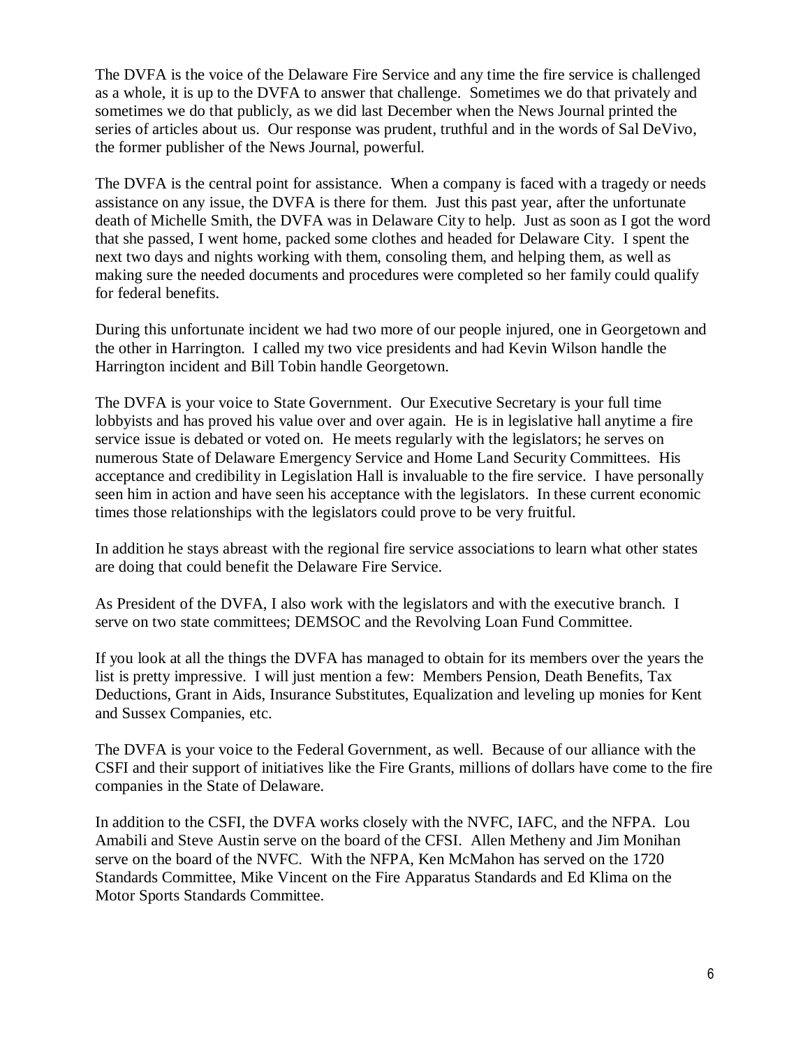The DVFA is the voice of the Delaware Fire Service and any time the fire service is challenged as a whole, it is up to the DVFA to answer that challenge. Sometimes we do that privately and sometimes we do that publicly, as we did last December when the News Journal printed the series of articles about us. Our response was prudent, truthful and in the words of Sal DeVivo, the former publisher of the News Journal, powerful.

The DVFA is the central point for assistance. When a company is faced with a tragedy or needs assistance on any issue, the DVFA is there for them. Just this past year, after the unfortunate death of Michelle Smith, the DVFA was in Delaware City to help. Just as soon as I got the word that she passed, I went home, packed some clothes and headed for Delaware City. I spent the next two days and nights working with them, consoling them, and helping them, as well as making sure the needed documents and procedures were completed so her family could qualify for federal benefits.

During this unfortunate incident we had two more of our people injured, one in Georgetown and the other in Harrington. I called my two vice presidents and had Kevin Wilson handle the Harrington incident and Bill Tobin handle Georgetown.

The DVFA is your voice to State Government. Our Executive Secretary is your full time lobbyists and has proved his value over and over again. He is in legislative hall anytime a fire service issue is debated or voted on. He meets regularly with the legislators; he serves on numerous State of Delaware Emergency Service and Home Land Security Committees. His acceptance and credibility in Legislation Hall is invaluable to the fire service. I have personally seen him in action and have seen his acceptance with the legislators. In these current economic times those relationships with the legislators could prove to be very fruitful.

In addition he stays abreast with the regional fire service associations to learn what other states are doing that could benefit the Delaware Fire Service.

As President of the DVFA, I also work with the legislators and with the executive branch. I serve on two state committees; DEMSOC and the Revolving Loan Fund Committee.

If you look at all the things the DVFA has managed to obtain for its members over the years the list is pretty impressive. I will just mention a few: Members Pension, Death Benefits, Tax Deductions, Grant in Aids, Insurance Substitutes, Equalization and leveling up monies for Kent and Sussex Companies, etc.

The DVFA is your voice to the Federal Government, as well. Because of our alliance with the CSFI and their support of initiatives like the Fire Grants, millions of dollars have come to the fire companies in the State of Delaware.

In addition to the CSFI, the DVFA works closely with the NVFC, IAFC, and the NFPA. Lou Amabili and Steve Austin serve on the board of the CFSI. Allen Metheny and Jim Monihan serve on the board of the NVFC. With the NFPA, Ken McMahon has served on the 1720 Standards Committee, Mike Vincent on the Fire Apparatus Standards and Ed Klima on the Motor Sports Standards Committee.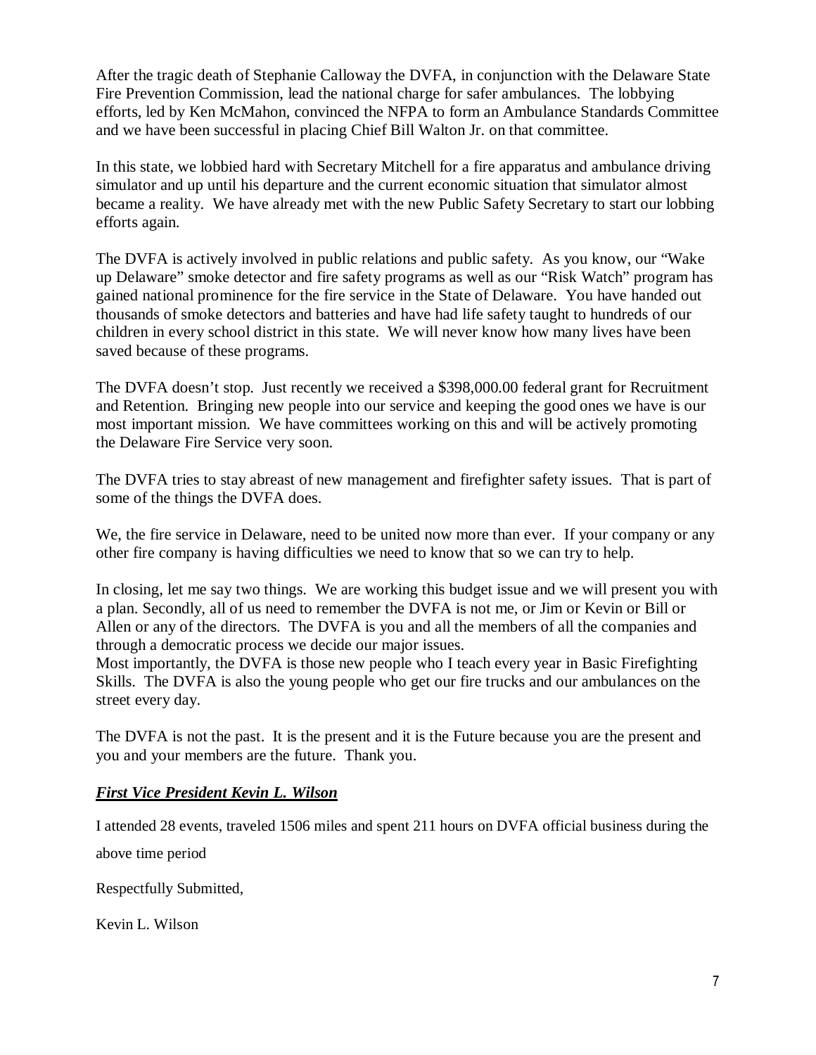After the tragic death of Stephanie Calloway the DVFA, in conjunction with the Delaware State Fire Prevention Commission, lead the national charge for safer ambulances. The lobbying efforts, led by Ken McMahon, convinced the NFPA to form an Ambulance Standards Committee and we have been successful in placing Chief Bill Walton Jr. on that committee.

In this state, we lobbied hard with Secretary Mitchell for a fire apparatus and ambulance driving simulator and up until his departure and the current economic situation that simulator almost became a reality. We have already met with the new Public Safety Secretary to start our lobbing efforts again.

The DVFA is actively involved in public relations and public safety. As you know, our "Wake up Delaware" smoke detector and fire safety programs as well as our "Risk Watch" program has gained national prominence for the fire service in the State of Delaware. You have handed out thousands of smoke detectors and batteries and have had life safety taught to hundreds of our children in every school district in this state. We will never know how many lives have been saved because of these programs.

The DVFA doesn't stop. Just recently we received a $398,000.00 federal grant for Recruitment and Retention. Bringing new people into our service and keeping the good ones we have is our most important mission. We have committees working on this and will be actively promoting the Delaware Fire Service very soon.

The DVFA tries to stay abreast of new management and firefighter safety issues. That is part of some of the things the DVFA does.

We, the fire service in Delaware, need to be united now more than ever. If your company or any other fire company is having difficulties we need to know that so we can try to help.

In closing, let me say two things. We are working this budget issue and we will present you with a plan. Secondly, all of us need to remember the DVFA is not me, or Jim or Kevin or Bill or Allen or any of the directors. The DVFA is you and all the members of all the companies and through a democratic process we decide our major issues.
Most importantly, the DVFA is those new people who I teach every year in Basic Firefighting Skills. The DVFA is also the young people who get our fire trucks and our ambulances on the street every day.

The DVFA is not the past. It is the present and it is the Future because you are the present and you and your members are the future. Thank you.

## ***First Vice President Kevin L. Wilson***

I attended 28 events, traveled 1506 miles and spent 211 hours on DVFA official business during the above time period

Respectfully Submitted,

Kevin L. Wilson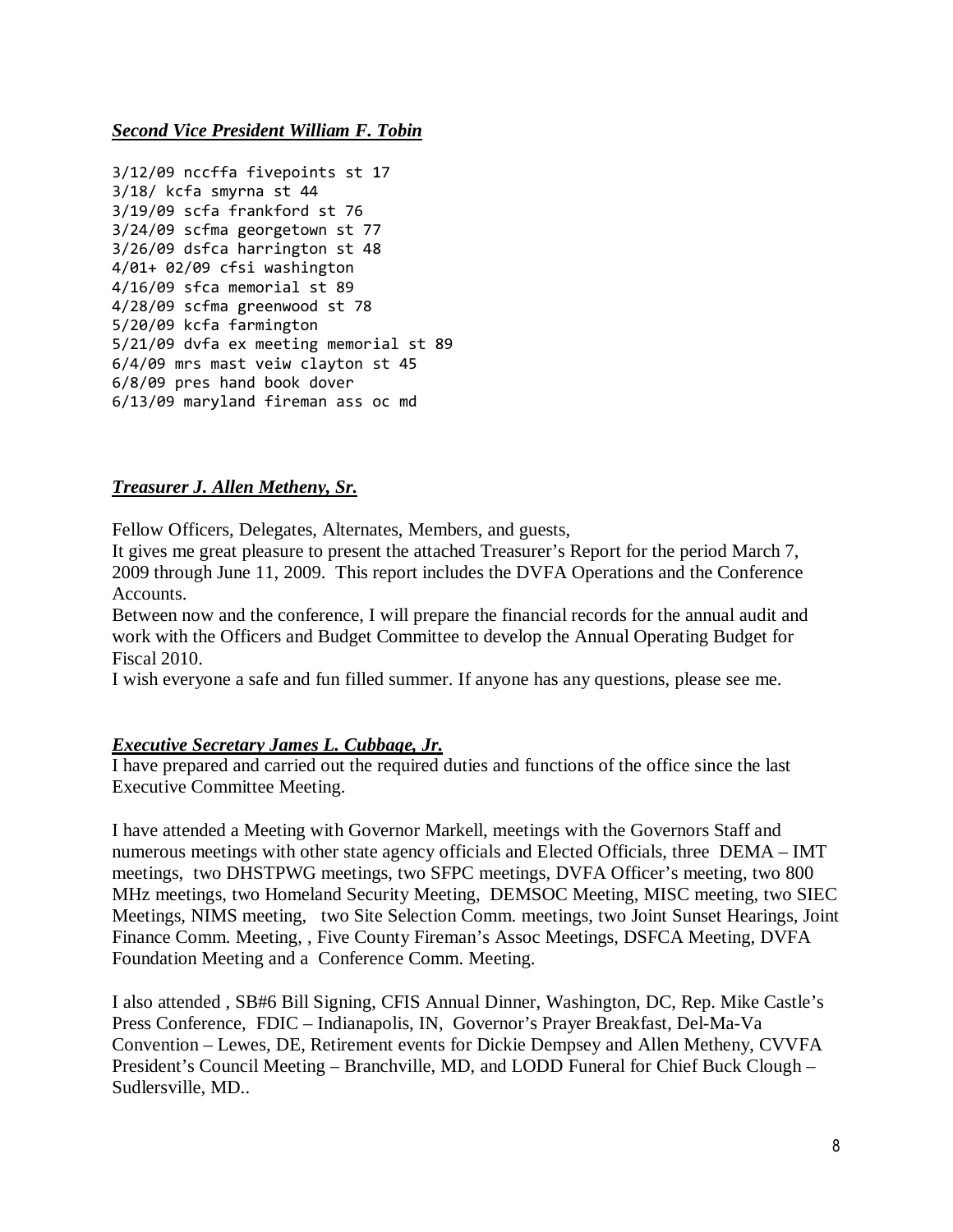***Second Vice President William F. Tobin***

3/12/09 nccffa fivepoints st 17
3/18/ kcfa smyrna st 44
3/19/09 scfa frankford st 76
3/24/09 scfma georgetown st 77
3/26/09 dsfca harrington st 48
4/01+ 02/09 cfsi washington
4/16/09 sfca memorial st 89
4/28/09 scfma greenwood st 78
5/20/09 kcfa farmington
5/21/09 dvfa ex meeting memorial st 89
6/4/09 mrs mast veiw clayton st 45
6/8/09 pres hand book dover
6/13/09 maryland fireman ass oc md

***Treasurer J. Allen Metheny, Sr.***

Fellow Officers, Delegates, Alternates, Members, and guests,

It gives me great pleasure to present the attached Treasurer's Report for the period March 7, 2009 through June 11, 2009. This report includes the DVFA Operations and the Conference Accounts.

Between now and the conference, I will prepare the financial records for the annual audit and work with the Officers and Budget Committee to develop the Annual Operating Budget for Fiscal 2010.

I wish everyone a safe and fun filled summer. If anyone has any questions, please see me.

***Executive Secretary James L. Cubbage, Jr.***

I have prepared and carried out the required duties and functions of the office since the last Executive Committee Meeting.

I have attended a Meeting with Governor Markell, meetings with the Governors Staff and numerous meetings with other state agency officials and Elected Officials, three DEMA – IMT meetings, two DHSTPWG meetings, two SFPC meetings, DVFA Officer's meeting, two 800 MHz meetings, two Homeland Security Meeting, DEMSOC Meeting, MISC meeting, two SIEC Meetings, NIMS meeting, two Site Selection Comm. meetings, two Joint Sunset Hearings, Joint Finance Comm. Meeting, , Five County Fireman's Assoc Meetings, DSFCA Meeting, DVFA Foundation Meeting and a Conference Comm. Meeting.

I also attended , SB#6 Bill Signing, CFIS Annual Dinner, Washington, DC, Rep. Mike Castle's Press Conference, FDIC – Indianapolis, IN, Governor's Prayer Breakfast, Del-Ma-Va Convention – Lewes, DE, Retirement events for Dickie Dempsey and Allen Metheny, CVVFA President's Council Meeting – Branchville, MD, and LODD Funeral for Chief Buck Clough – Sudlersville, MD..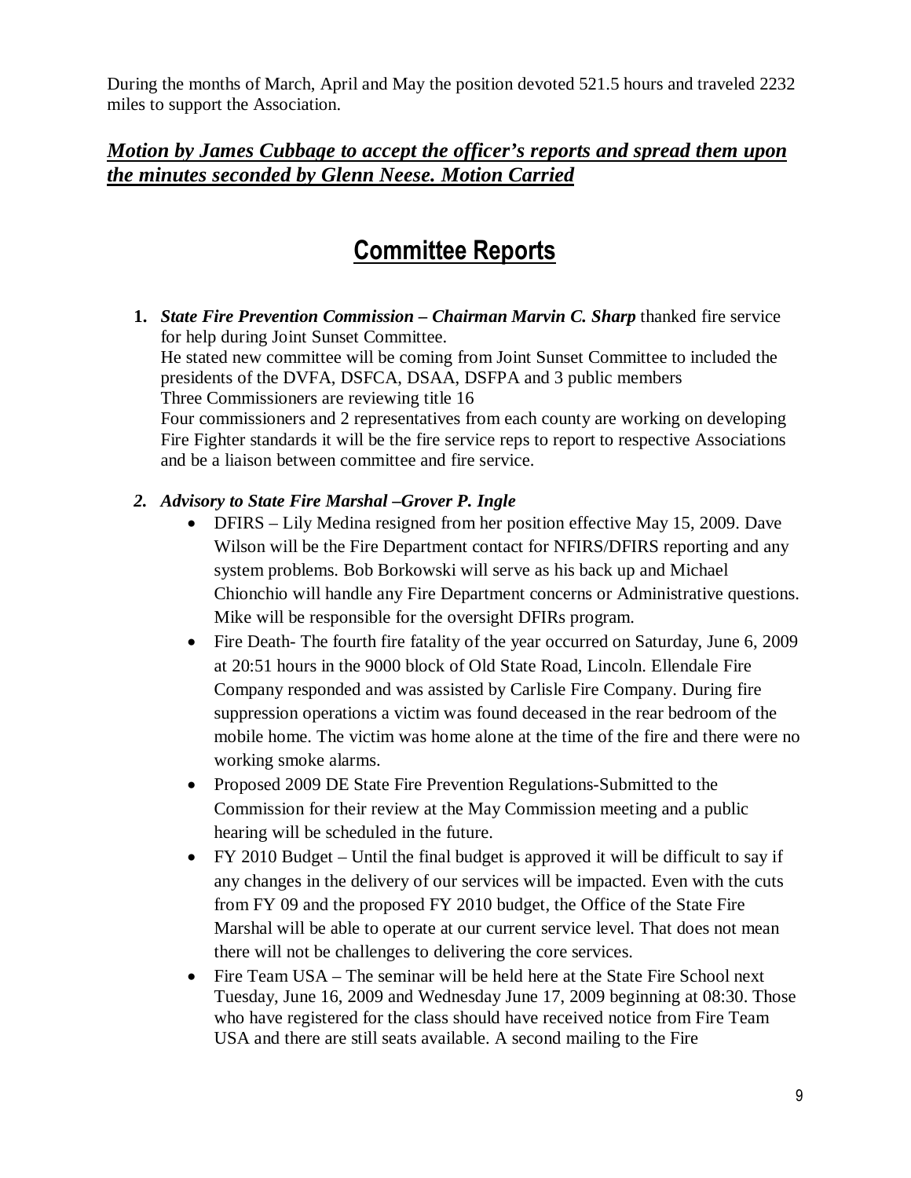During the months of March, April and May the position devoted 521.5 hours and traveled 2232 miles to support the Association.

***Motion by James Cubbage to accept the officer's reports and spread them upon the minutes seconded by Glenn Neese. Motion Carried***

## Committee Reports

1. ***State Fire Prevention Commission – Chairman Marvin C. Sharp*** thanked fire service for help during Joint Sunset Committee.
   He stated new committee will be coming from Joint Sunset Committee to included the presidents of the DVFA, DSFCA, DSAA, DSFPA and 3 public members
   Three Commissioners are reviewing title 16
   Four commissioners and 2 representatives from each county are working on developing Fire Fighter standards it will be the fire service reps to report to respective Associations and be a liaison between committee and fire service.

2. ***Advisory to State Fire Marshal –Grover P. Ingle***
   - DFIRS – Lily Medina resigned from her position effective May 15, 2009. Dave Wilson will be the Fire Department contact for NFIRS/DFIRS reporting and any system problems. Bob Borkowski will serve as his back up and Michael Chionchio will handle any Fire Department concerns or Administrative questions. Mike will be responsible for the oversight DFIRs program.
   - Fire Death- The fourth fire fatality of the year occurred on Saturday, June 6, 2009 at 20:51 hours in the 9000 block of Old State Road, Lincoln. Ellendale Fire Company responded and was assisted by Carlisle Fire Company. During fire suppression operations a victim was found deceased in the rear bedroom of the mobile home. The victim was home alone at the time of the fire and there were no working smoke alarms.
   - Proposed 2009 DE State Fire Prevention Regulations-Submitted to the Commission for their review at the May Commission meeting and a public hearing will be scheduled in the future.
   - FY 2010 Budget – Until the final budget is approved it will be difficult to say if any changes in the delivery of our services will be impacted. Even with the cuts from FY 09 and the proposed FY 2010 budget, the Office of the State Fire Marshal will be able to operate at our current service level. That does not mean there will not be challenges to delivering the core services.
   - Fire Team USA – The seminar will be held here at the State Fire School next Tuesday, June 16, 2009 and Wednesday June 17, 2009 beginning at 08:30. Those who have registered for the class should have received notice from Fire Team USA and there are still seats available. A second mailing to the Fire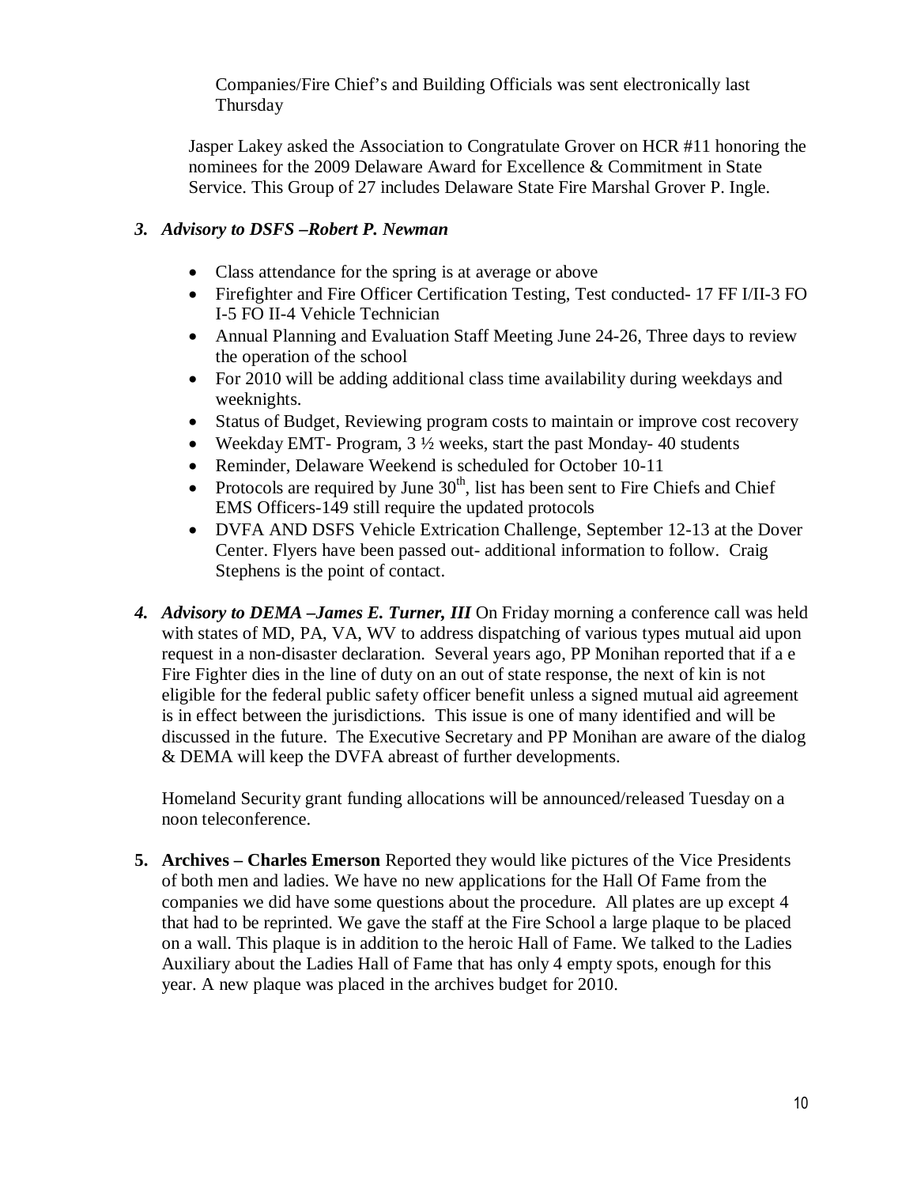Companies/Fire Chief's and Building Officials was sent electronically last Thursday

Jasper Lakey asked the Association to Congratulate Grover on HCR #11 honoring the nominees for the 2009 Delaware Award for Excellence & Commitment in State Service. This Group of 27 includes Delaware State Fire Marshal Grover P. Ingle.

### *3. Advisory to DSFS –Robert P. Newman*

- Class attendance for the spring is at average or above
- Firefighter and Fire Officer Certification Testing, Test conducted- 17 FF I/II-3 FO I-5 FO II-4 Vehicle Technician
- Annual Planning and Evaluation Staff Meeting June 24-26, Three days to review the operation of the school
- For 2010 will be adding additional class time availability during weekdays and weeknights.
- Status of Budget, Reviewing program costs to maintain or improve cost recovery
- Weekday EMT- Program, 3 ½ weeks, start the past Monday- 40 students
- Reminder, Delaware Weekend is scheduled for October 10-11
- Protocols are required by June 30th, list has been sent to Fire Chiefs and Chief EMS Officers-149 still require the updated protocols
- DVFA AND DSFS Vehicle Extrication Challenge, September 12-13 at the Dover Center. Flyers have been passed out- additional information to follow. Craig Stephens is the point of contact.

***4. Advisory to DEMA –James E. Turner, III*** On Friday morning a conference call was held with states of MD, PA, VA, WV to address dispatching of various types mutual aid upon request in a non-disaster declaration. Several years ago, PP Monihan reported that if a e Fire Fighter dies in the line of duty on an out of state response, the next of kin is not eligible for the federal public safety officer benefit unless a signed mutual aid agreement is in effect between the jurisdictions. This issue is one of many identified and will be discussed in the future. The Executive Secretary and PP Monihan are aware of the dialog & DEMA will keep the DVFA abreast of further developments.

Homeland Security grant funding allocations will be announced/released Tuesday on a noon teleconference.

**5. Archives – Charles Emerson** Reported they would like pictures of the Vice Presidents of both men and ladies. We have no new applications for the Hall Of Fame from the companies we did have some questions about the procedure. All plates are up except 4 that had to be reprinted. We gave the staff at the Fire School a large plaque to be placed on a wall. This plaque is in addition to the heroic Hall of Fame. We talked to the Ladies Auxiliary about the Ladies Hall of Fame that has only 4 empty spots, enough for this year. A new plaque was placed in the archives budget for 2010.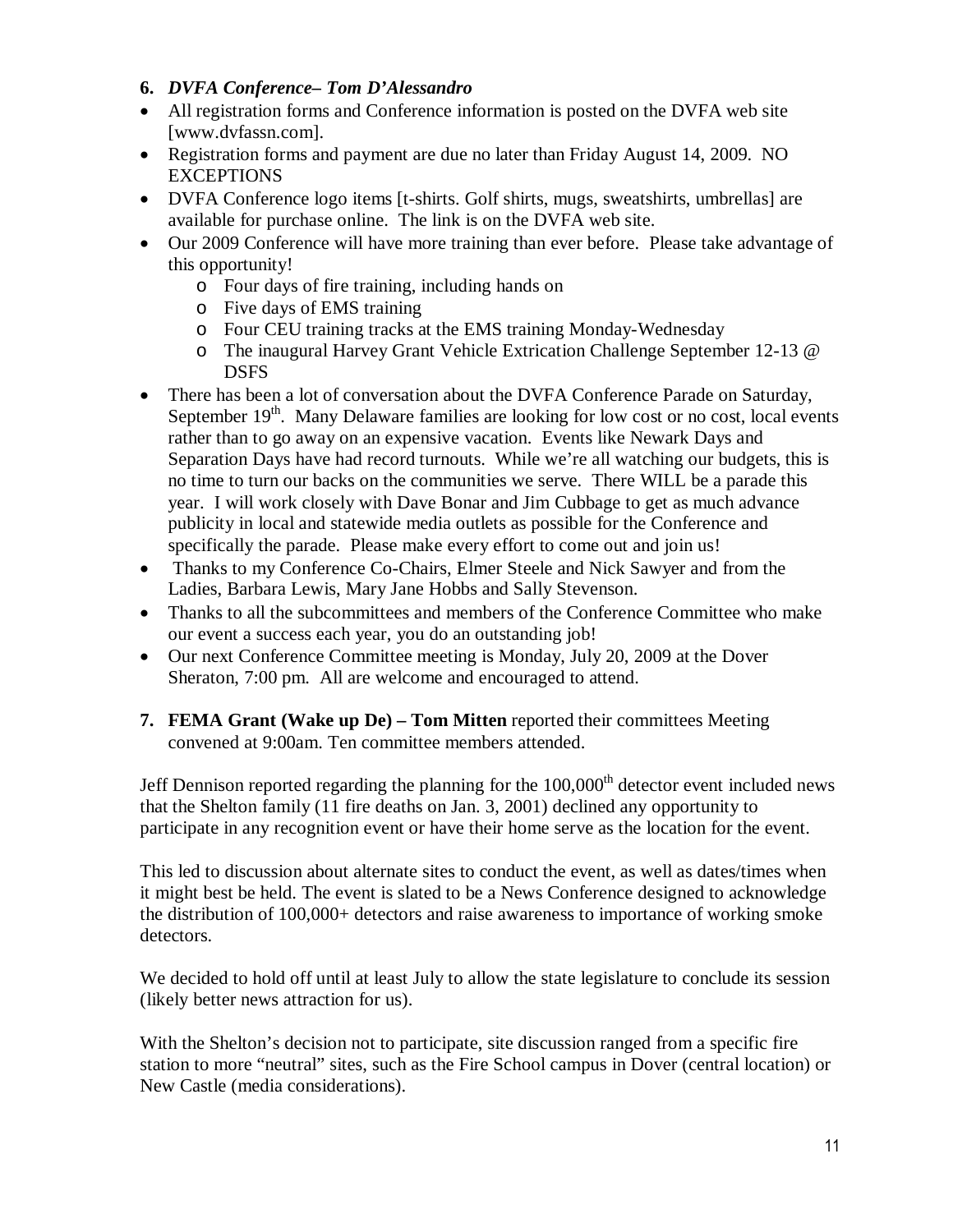**6.** ***DVFA Conference– Tom D'Alessandro***

- All registration forms and Conference information is posted on the DVFA web site [www.dvfassn.com].
- Registration forms and payment are due no later than Friday August 14, 2009. NO EXCEPTIONS
- DVFA Conference logo items [t-shirts. Golf shirts, mugs, sweatshirts, umbrellas] are available for purchase online. The link is on the DVFA web site.
- Our 2009 Conference will have more training than ever before. Please take advantage of this opportunity!
    - Four days of fire training, including hands on
    - Five days of EMS training
    - Four CEU training tracks at the EMS training Monday-Wednesday
    - The inaugural Harvey Grant Vehicle Extrication Challenge September 12-13 @ DSFS
- There has been a lot of conversation about the DVFA Conference Parade on Saturday, September 19th. Many Delaware families are looking for low cost or no cost, local events rather than to go away on an expensive vacation. Events like Newark Days and Separation Days have had record turnouts. While we're all watching our budgets, this is no time to turn our backs on the communities we serve. There WILL be a parade this year. I will work closely with Dave Bonar and Jim Cubbage to get as much advance publicity in local and statewide media outlets as possible for the Conference and specifically the parade. Please make every effort to come out and join us!
- Thanks to my Conference Co-Chairs, Elmer Steele and Nick Sawyer and from the Ladies, Barbara Lewis, Mary Jane Hobbs and Sally Stevenson.
- Thanks to all the subcommittees and members of the Conference Committee who make our event a success each year, you do an outstanding job!
- Our next Conference Committee meeting is Monday, July 20, 2009 at the Dover Sheraton, 7:00 pm. All are welcome and encouraged to attend.

**7. FEMA Grant (Wake up De) – Tom Mitten** reported their committees Meeting convened at 9:00am. Ten committee members attended.

Jeff Dennison reported regarding the planning for the 100,000th detector event included news that the Shelton family (11 fire deaths on Jan. 3, 2001) declined any opportunity to participate in any recognition event or have their home serve as the location for the event.

This led to discussion about alternate sites to conduct the event, as well as dates/times when it might best be held. The event is slated to be a News Conference designed to acknowledge the distribution of 100,000+ detectors and raise awareness to importance of working smoke detectors.

We decided to hold off until at least July to allow the state legislature to conclude its session (likely better news attraction for us).

With the Shelton's decision not to participate, site discussion ranged from a specific fire station to more "neutral" sites, such as the Fire School campus in Dover (central location) or New Castle (media considerations).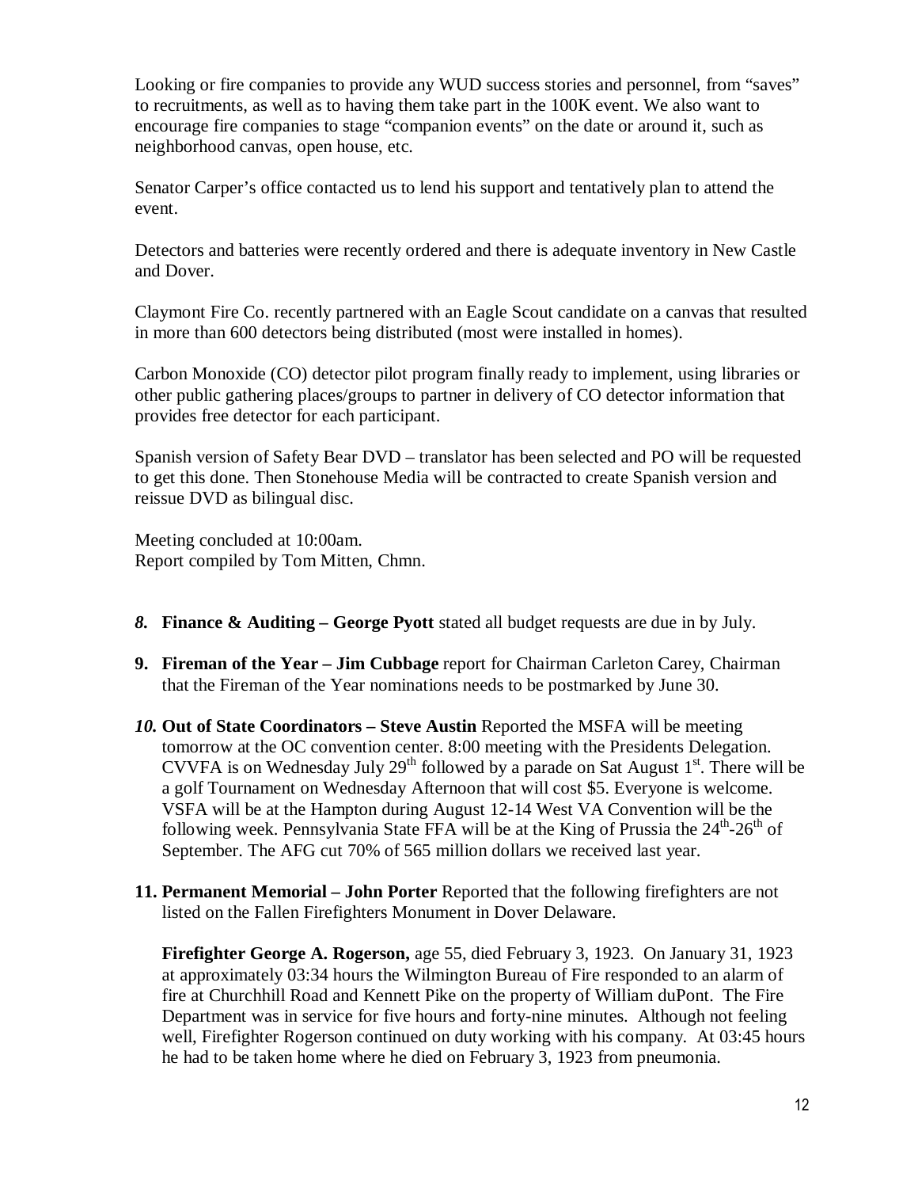Looking or fire companies to provide any WUD success stories and personnel, from “saves” to recruitments, as well as to having them take part in the 100K event. We also want to encourage fire companies to stage “companion events” on the date or around it, such as neighborhood canvas, open house, etc.

Senator Carper’s office contacted us to lend his support and tentatively plan to attend the event.

Detectors and batteries were recently ordered and there is adequate inventory in New Castle and Dover.

Claymont Fire Co. recently partnered with an Eagle Scout candidate on a canvas that resulted in more than 600 detectors being distributed (most were installed in homes).

Carbon Monoxide (CO) detector pilot program finally ready to implement, using libraries or other public gathering places/groups to partner in delivery of CO detector information that provides free detector for each participant.

Spanish version of Safety Bear DVD – translator has been selected and PO will be requested to get this done. Then Stonehouse Media will be contracted to create Spanish version and reissue DVD as bilingual disc.

Meeting concluded at 10:00am.
Report compiled by Tom Mitten, Chmn.

8. **Finance & Auditing – George Pyott** stated all budget requests are due in by July.

9. **Fireman of the Year – Jim Cubbage** report for Chairman Carleton Carey, Chairman that the Fireman of the Year nominations needs to be postmarked by June 30.

10. **Out of State Coordinators – Steve Austin** Reported the MSFA will be meeting tomorrow at the OC convention center. 8:00 meeting with the Presidents Delegation. CVVFA is on Wednesday July 29th followed by a parade on Sat August 1st. There will be a golf Tournament on Wednesday Afternoon that will cost $5. Everyone is welcome. VSFA will be at the Hampton during August 12-14 West VA Convention will be the following week. Pennsylvania State FFA will be at the King of Prussia the 24th-26th of September. The AFG cut 70% of 565 million dollars we received last year.

11. **Permanent Memorial – John Porter** Reported that the following firefighters are not listed on the Fallen Firefighters Monument in Dover Delaware.

    **Firefighter George A. Rogerson,** age 55, died February 3, 1923. On January 31, 1923 at approximately 03:34 hours the Wilmington Bureau of Fire responded to an alarm of fire at Churchhill Road and Kennett Pike on the property of William duPont. The Fire Department was in service for five hours and forty-nine minutes. Although not feeling well, Firefighter Rogerson continued on duty working with his company. At 03:45 hours he had to be taken home where he died on February 3, 1923 from pneumonia.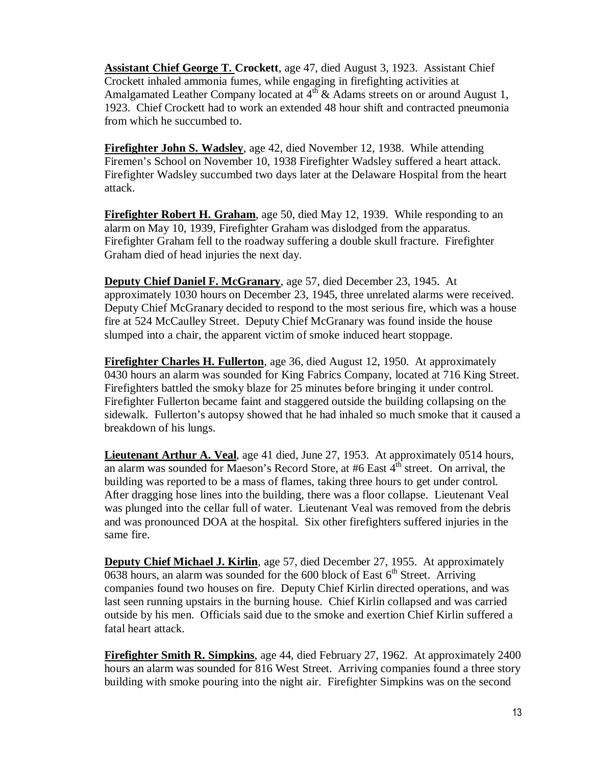**Assistant Chief George T. Crockett**, age 47, died August 3, 1923. Assistant Chief Crockett inhaled ammonia fumes, while engaging in firefighting activities at Amalgamated Leather Company located at 4th & Adams streets on or around August 1, 1923. Chief Crockett had to work an extended 48 hour shift and contracted pneumonia from which he succumbed to.

**Firefighter John S. Wadsley**, age 42, died November 12, 1938. While attending Firemen's School on November 10, 1938 Firefighter Wadsley suffered a heart attack. Firefighter Wadsley succumbed two days later at the Delaware Hospital from the heart attack.

**Firefighter Robert H. Graham**, age 50, died May 12, 1939. While responding to an alarm on May 10, 1939, Firefighter Graham was dislodged from the apparatus. Firefighter Graham fell to the roadway suffering a double skull fracture. Firefighter Graham died of head injuries the next day.

**Deputy Chief Daniel F. McGranary**, age 57, died December 23, 1945. At approximately 1030 hours on December 23, 1945, three unrelated alarms were received. Deputy Chief McGranary decided to respond to the most serious fire, which was a house fire at 524 McCaulley Street. Deputy Chief McGranary was found inside the house slumped into a chair, the apparent victim of smoke induced heart stoppage.

**Firefighter Charles H. Fullerton**, age 36, died August 12, 1950. At approximately 0430 hours an alarm was sounded for King Fabrics Company, located at 716 King Street. Firefighters battled the smoky blaze for 25 minutes before bringing it under control. Firefighter Fullerton became faint and staggered outside the building collapsing on the sidewalk. Fullerton's autopsy showed that he had inhaled so much smoke that it caused a breakdown of his lungs.

**Lieutenant Arthur A. Veal**, age 41 died, June 27, 1953. At approximately 0514 hours, an alarm was sounded for Maeson's Record Store, at #6 East 4th street. On arrival, the building was reported to be a mass of flames, taking three hours to get under control. After dragging hose lines into the building, there was a floor collapse. Lieutenant Veal was plunged into the cellar full of water. Lieutenant Veal was removed from the debris and was pronounced DOA at the hospital. Six other firefighters suffered injuries in the same fire.

**Deputy Chief Michael J. Kirlin**, age 57, died December 27, 1955. At approximately 0638 hours, an alarm was sounded for the 600 block of East 6th Street. Arriving companies found two houses on fire. Deputy Chief Kirlin directed operations, and was last seen running upstairs in the burning house. Chief Kirlin collapsed and was carried outside by his men. Officials said due to the smoke and exertion Chief Kirlin suffered a fatal heart attack.

**Firefighter Smith R. Simpkins**, age 44, died February 27, 1962. At approximately 2400 hours an alarm was sounded for 816 West Street. Arriving companies found a three story building with smoke pouring into the night air. Firefighter Simpkins was on the second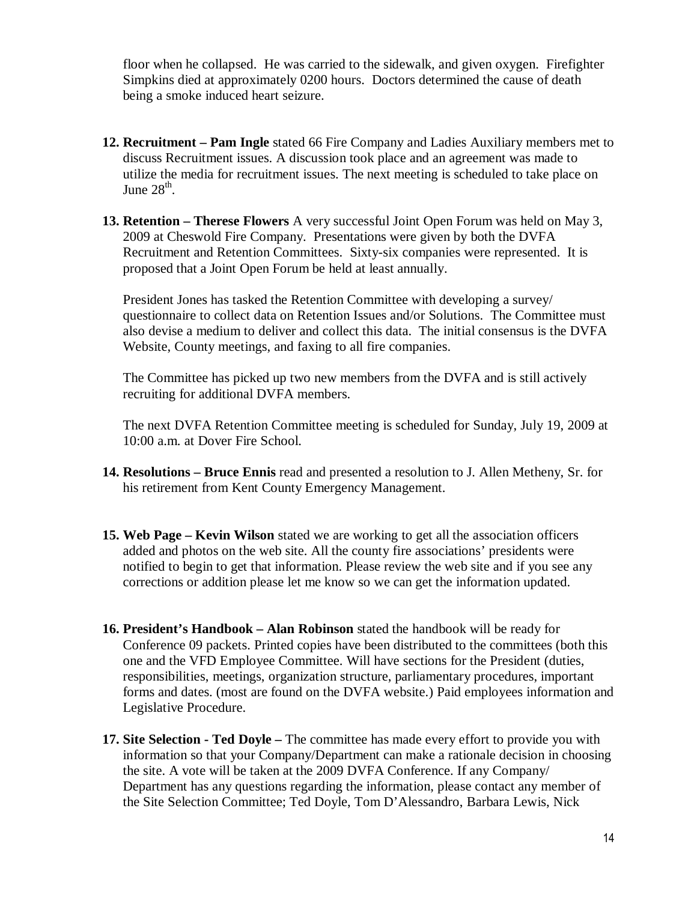floor when he collapsed. He was carried to the sidewalk, and given oxygen. Firefighter Simpkins died at approximately 0200 hours. Doctors determined the cause of death being a smoke induced heart seizure.

12. **Recruitment – Pam Ingle** stated 66 Fire Company and Ladies Auxiliary members met to discuss Recruitment issues. A discussion took place and an agreement was made to utilize the media for recruitment issues. The next meeting is scheduled to take place on June 28th.

13. **Retention – Therese Flowers** A very successful Joint Open Forum was held on May 3, 2009 at Cheswold Fire Company. Presentations were given by both the DVFA Recruitment and Retention Committees. Sixty-six companies were represented. It is proposed that a Joint Open Forum be held at least annually.

    President Jones has tasked the Retention Committee with developing a survey/ questionnaire to collect data on Retention Issues and/or Solutions. The Committee must also devise a medium to deliver and collect this data. The initial consensus is the DVFA Website, County meetings, and faxing to all fire companies.

    The Committee has picked up two new members from the DVFA and is still actively recruiting for additional DVFA members.

    The next DVFA Retention Committee meeting is scheduled for Sunday, July 19, 2009 at 10:00 a.m. at Dover Fire School.

14. **Resolutions – Bruce Ennis** read and presented a resolution to J. Allen Metheny, Sr. for his retirement from Kent County Emergency Management.

15. **Web Page – Kevin Wilson** stated we are working to get all the association officers added and photos on the web site. All the county fire associations' presidents were notified to begin to get that information. Please review the web site and if you see any corrections or addition please let me know so we can get the information updated.

16. **President's Handbook – Alan Robinson** stated the handbook will be ready for Conference 09 packets. Printed copies have been distributed to the committees (both this one and the VFD Employee Committee. Will have sections for the President (duties, responsibilities, meetings, organization structure, parliamentary procedures, important forms and dates. (most are found on the DVFA website.) Paid employees information and Legislative Procedure.

17. **Site Selection - Ted Doyle –** The committee has made every effort to provide you with information so that your Company/Department can make a rationale decision in choosing the site. A vote will be taken at the 2009 DVFA Conference. If any Company/ Department has any questions regarding the information, please contact any member of the Site Selection Committee; Ted Doyle, Tom D'Alessandro, Barbara Lewis, Nick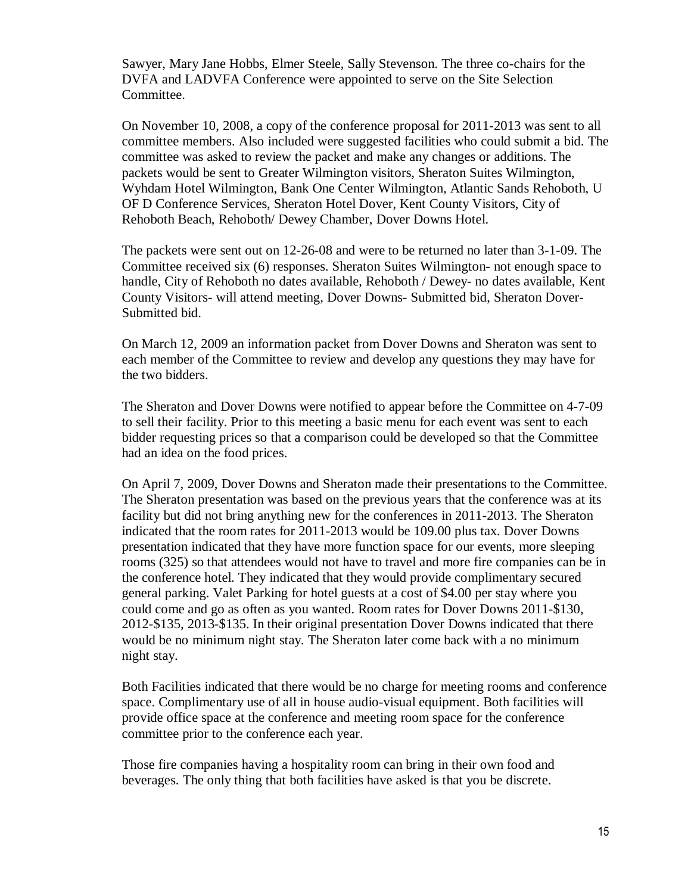Sawyer, Mary Jane Hobbs, Elmer Steele, Sally Stevenson. The three co-chairs for the DVFA and LADVFA Conference were appointed to serve on the Site Selection Committee.

On November 10, 2008, a copy of the conference proposal for 2011-2013 was sent to all committee members. Also included were suggested facilities who could submit a bid. The committee was asked to review the packet and make any changes or additions. The packets would be sent to Greater Wilmington visitors, Sheraton Suites Wilmington, Wyhdam Hotel Wilmington, Bank One Center Wilmington, Atlantic Sands Rehoboth, U OF D Conference Services, Sheraton Hotel Dover, Kent County Visitors, City of Rehoboth Beach, Rehoboth/ Dewey Chamber, Dover Downs Hotel.

The packets were sent out on 12-26-08 and were to be returned no later than 3-1-09. The Committee received six (6) responses. Sheraton Suites Wilmington- not enough space to handle, City of Rehoboth no dates available, Rehoboth / Dewey- no dates available, Kent County Visitors- will attend meeting, Dover Downs- Submitted bid, Sheraton Dover-Submitted bid.

On March 12, 2009 an information packet from Dover Downs and Sheraton was sent to each member of the Committee to review and develop any questions they may have for the two bidders.

The Sheraton and Dover Downs were notified to appear before the Committee on 4-7-09 to sell their facility. Prior to this meeting a basic menu for each event was sent to each bidder requesting prices so that a comparison could be developed so that the Committee had an idea on the food prices.

On April 7, 2009, Dover Downs and Sheraton made their presentations to the Committee. The Sheraton presentation was based on the previous years that the conference was at its facility but did not bring anything new for the conferences in 2011-2013. The Sheraton indicated that the room rates for 2011-2013 would be 109.00 plus tax. Dover Downs presentation indicated that they have more function space for our events, more sleeping rooms (325) so that attendees would not have to travel and more fire companies can be in the conference hotel. They indicated that they would provide complimentary secured general parking. Valet Parking for hotel guests at a cost of $4.00 per stay where you could come and go as often as you wanted. Room rates for Dover Downs 2011-$130, 2012-$135, 2013-$135. In their original presentation Dover Downs indicated that there would be no minimum night stay. The Sheraton later come back with a no minimum night stay.

Both Facilities indicated that there would be no charge for meeting rooms and conference space. Complimentary use of all in house audio-visual equipment. Both facilities will provide office space at the conference and meeting room space for the conference committee prior to the conference each year.

Those fire companies having a hospitality room can bring in their own food and beverages. The only thing that both facilities have asked is that you be discrete.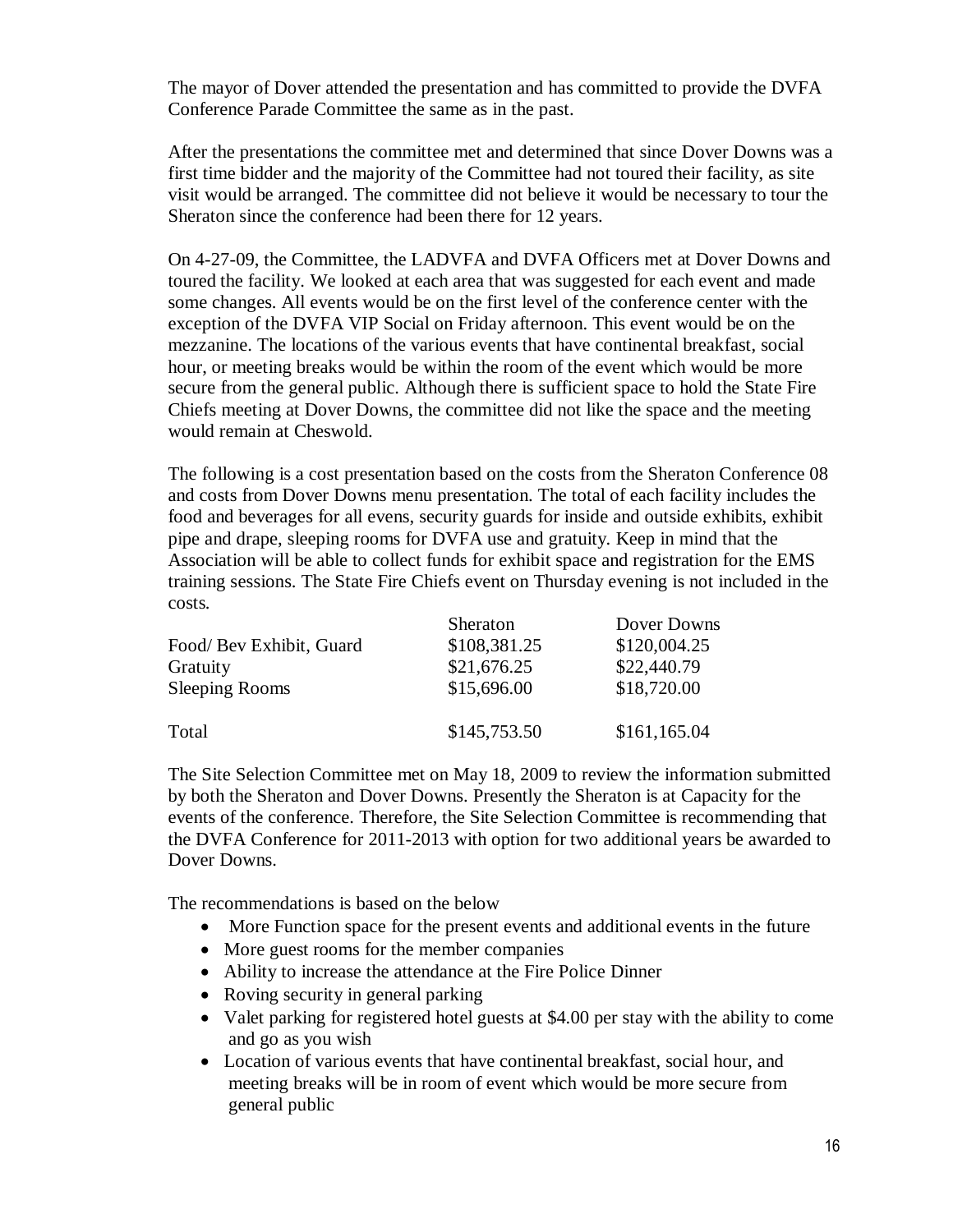The mayor of Dover attended the presentation and has committed to provide the DVFA Conference Parade Committee the same as in the past.

After the presentations the committee met and determined that since Dover Downs was a first time bidder and the majority of the Committee had not toured their facility, as site visit would be arranged. The committee did not believe it would be necessary to tour the Sheraton since the conference had been there for 12 years.

On 4-27-09, the Committee, the LADVFA and DVFA Officers met at Dover Downs and toured the facility. We looked at each area that was suggested for each event and made some changes. All events would be on the first level of the conference center with the exception of the DVFA VIP Social on Friday afternoon. This event would be on the mezzanine. The locations of the various events that have continental breakfast, social hour, or meeting breaks would be within the room of the event which would be more secure from the general public. Although there is sufficient space to hold the State Fire Chiefs meeting at Dover Downs, the committee did not like the space and the meeting would remain at Cheswold.

The following is a cost presentation based on the costs from the Sheraton Conference 08 and costs from Dover Downs menu presentation. The total of each facility includes the food and beverages for all evens, security guards for inside and outside exhibits, exhibit pipe and drape, sleeping rooms for DVFA use and gratuity. Keep in mind that the Association will be able to collect funds for exhibit space and registration for the EMS training sessions. The State Fire Chiefs event on Thursday evening is not included in the costs.

| | Sheraton | Dover Downs |
|---|---|---|
| Food/ Bev Exhibit, Guard | $108,381.25 | $120,004.25 |
| Gratuity | $21,676.25 | $22,440.79 |
| Sleeping Rooms | $15,696.00 | $18,720.00 |
| Total | $145,753.50 | $161,165.04 |

The Site Selection Committee met on May 18, 2009 to review the information submitted by both the Sheraton and Dover Downs. Presently the Sheraton is at Capacity for the events of the conference. Therefore, the Site Selection Committee is recommending that the DVFA Conference for 2011-2013 with option for two additional years be awarded to Dover Downs.

The recommendations is based on the below

- More Function space for the present events and additional events in the future
- More guest rooms for the member companies
- Ability to increase the attendance at the Fire Police Dinner
- Roving security in general parking
- Valet parking for registered hotel guests at $4.00 per stay with the ability to come and go as you wish
- Location of various events that have continental breakfast, social hour, and meeting breaks will be in room of event which would be more secure from general public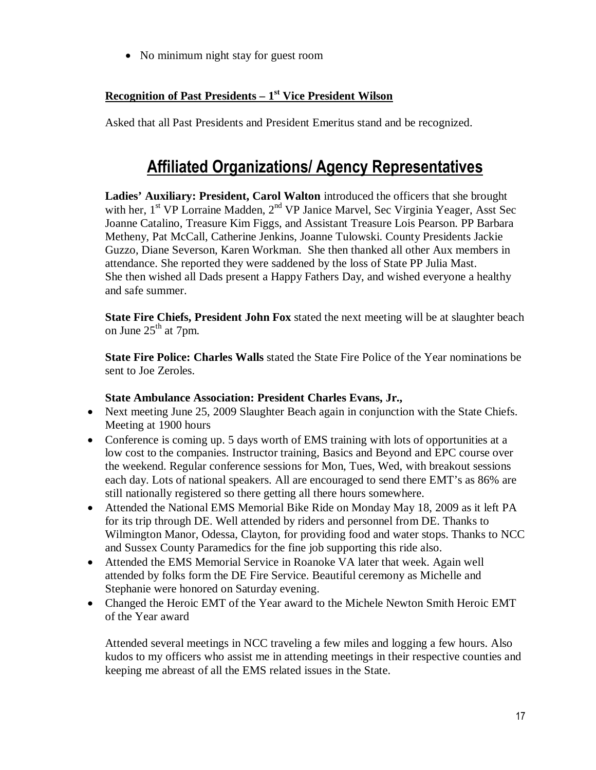- No minimum night stay for guest room

**Recognition of Past Presidents – 1st Vice President Wilson**

Asked that all Past Presidents and President Emeritus stand and be recognized.

# Affiliated Organizations/ Agency Representatives

**Ladies' Auxiliary: President, Carol Walton** introduced the officers that she brought with her, 1st VP Lorraine Madden, 2nd VP Janice Marvel, Sec Virginia Yeager, Asst Sec Joanne Catalino, Treasure Kim Figgs, and Assistant Treasure Lois Pearson. PP Barbara Metheny, Pat McCall, Catherine Jenkins, Joanne Tulowski. County Presidents Jackie Guzzo, Diane Severson, Karen Workman. She then thanked all other Aux members in attendance. She reported they were saddened by the loss of State PP Julia Mast. She then wished all Dads present a Happy Fathers Day, and wished everyone a healthy and safe summer.

**State Fire Chiefs, President John Fox** stated the next meeting will be at slaughter beach on June 25th at 7pm.

**State Fire Police: Charles Walls** stated the State Fire Police of the Year nominations be sent to Joe Zeroles.

**State Ambulance Association: President Charles Evans, Jr.,**

- Next meeting June 25, 2009 Slaughter Beach again in conjunction with the State Chiefs. Meeting at 1900 hours
- Conference is coming up. 5 days worth of EMS training with lots of opportunities at a low cost to the companies. Instructor training, Basics and Beyond and EPC course over the weekend. Regular conference sessions for Mon, Tues, Wed, with breakout sessions each day. Lots of national speakers. All are encouraged to send there EMT's as 86% are still nationally registered so there getting all there hours somewhere.
- Attended the National EMS Memorial Bike Ride on Monday May 18, 2009 as it left PA for its trip through DE. Well attended by riders and personnel from DE. Thanks to Wilmington Manor, Odessa, Clayton, for providing food and water stops. Thanks to NCC and Sussex County Paramedics for the fine job supporting this ride also.
- Attended the EMS Memorial Service in Roanoke VA later that week. Again well attended by folks form the DE Fire Service. Beautiful ceremony as Michelle and Stephanie were honored on Saturday evening.
- Changed the Heroic EMT of the Year award to the Michele Newton Smith Heroic EMT of the Year award

Attended several meetings in NCC traveling a few miles and logging a few hours. Also kudos to my officers who assist me in attending meetings in their respective counties and keeping me abreast of all the EMS related issues in the State.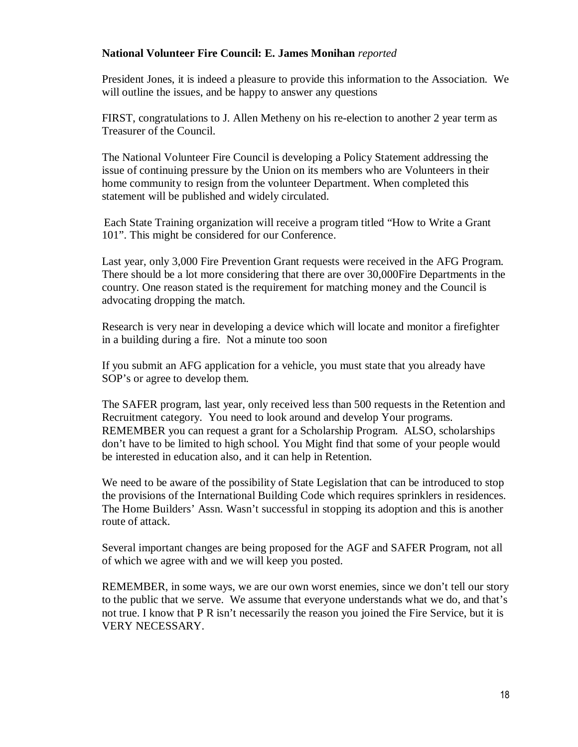**National Volunteer Fire Council: E. James Monihan** *reported*

President Jones, it is indeed a pleasure to provide this information to the Association. We will outline the issues, and be happy to answer any questions

FIRST, congratulations to J. Allen Metheny on his re-election to another 2 year term as Treasurer of the Council.

The National Volunteer Fire Council is developing a Policy Statement addressing the issue of continuing pressure by the Union on its members who are Volunteers in their home community to resign from the volunteer Department. When completed this statement will be published and widely circulated.

Each State Training organization will receive a program titled "How to Write a Grant 101". This might be considered for our Conference.

Last year, only 3,000 Fire Prevention Grant requests were received in the AFG Program. There should be a lot more considering that there are over 30,000Fire Departments in the country. One reason stated is the requirement for matching money and the Council is advocating dropping the match.

Research is very near in developing a device which will locate and monitor a firefighter in a building during a fire. Not a minute too soon

If you submit an AFG application for a vehicle, you must state that you already have SOP's or agree to develop them.

The SAFER program, last year, only received less than 500 requests in the Retention and Recruitment category. You need to look around and develop Your programs. REMEMBER you can request a grant for a Scholarship Program. ALSO, scholarships don't have to be limited to high school. You Might find that some of your people would be interested in education also, and it can help in Retention.

We need to be aware of the possibility of State Legislation that can be introduced to stop the provisions of the International Building Code which requires sprinklers in residences. The Home Builders' Assn. Wasn't successful in stopping its adoption and this is another route of attack.

Several important changes are being proposed for the AGF and SAFER Program, not all of which we agree with and we will keep you posted.

REMEMBER, in some ways, we are our own worst enemies, since we don't tell our story to the public that we serve. We assume that everyone understands what we do, and that's not true. I know that P R isn't necessarily the reason you joined the Fire Service, but it is VERY NECESSARY.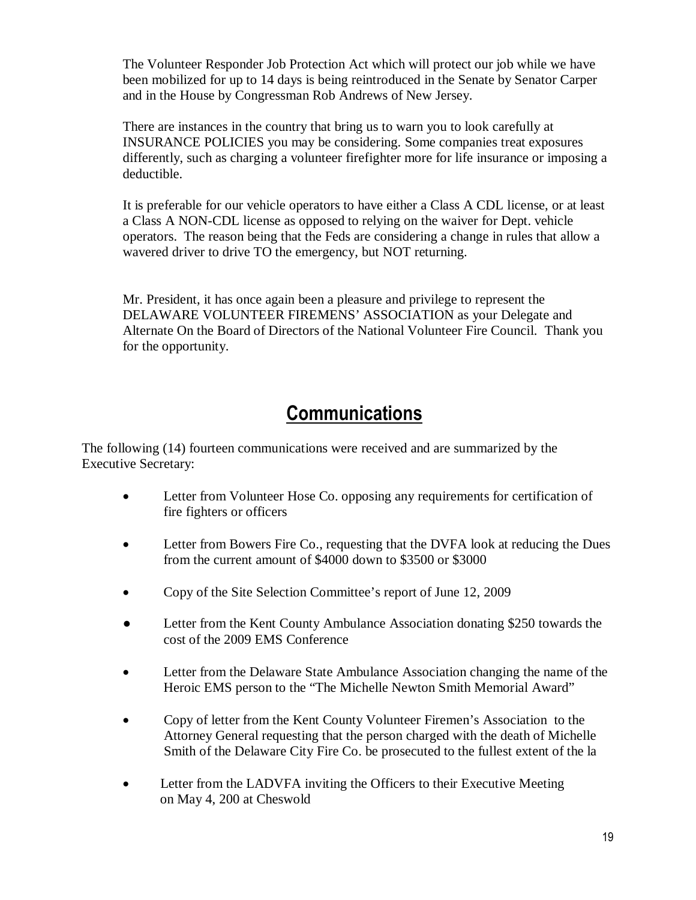The Volunteer Responder Job Protection Act which will protect our job while we have been mobilized for up to 14 days is being reintroduced in the Senate by Senator Carper and in the House by Congressman Rob Andrews of New Jersey.

There are instances in the country that bring us to warn you to look carefully at INSURANCE POLICIES you may be considering. Some companies treat exposures differently, such as charging a volunteer firefighter more for life insurance or imposing a deductible.

It is preferable for our vehicle operators to have either a Class A CDL license, or at least a Class A NON-CDL license as opposed to relying on the waiver for Dept. vehicle operators. The reason being that the Feds are considering a change in rules that allow a wavered driver to drive TO the emergency, but NOT returning.

Mr. President, it has once again been a pleasure and privilege to represent the DELAWARE VOLUNTEER FIREMENS' ASSOCIATION as your Delegate and Alternate On the Board of Directors of the National Volunteer Fire Council. Thank you for the opportunity.

## Communications

The following (14) fourteen communications were received and are summarized by the Executive Secretary:

- Letter from Volunteer Hose Co. opposing any requirements for certification of fire fighters or officers
- Letter from Bowers Fire Co., requesting that the DVFA look at reducing the Dues from the current amount of $4000 down to $3500 or $3000
- Copy of the Site Selection Committee's report of June 12, 2009
- Letter from the Kent County Ambulance Association donating $250 towards the cost of the 2009 EMS Conference
- Letter from the Delaware State Ambulance Association changing the name of the Heroic EMS person to the "The Michelle Newton Smith Memorial Award"
- Copy of letter from the Kent County Volunteer Firemen's Association to the Attorney General requesting that the person charged with the death of Michelle Smith of the Delaware City Fire Co. be prosecuted to the fullest extent of the la
- Letter from the LADVFA inviting the Officers to their Executive Meeting on May 4, 200 at Cheswold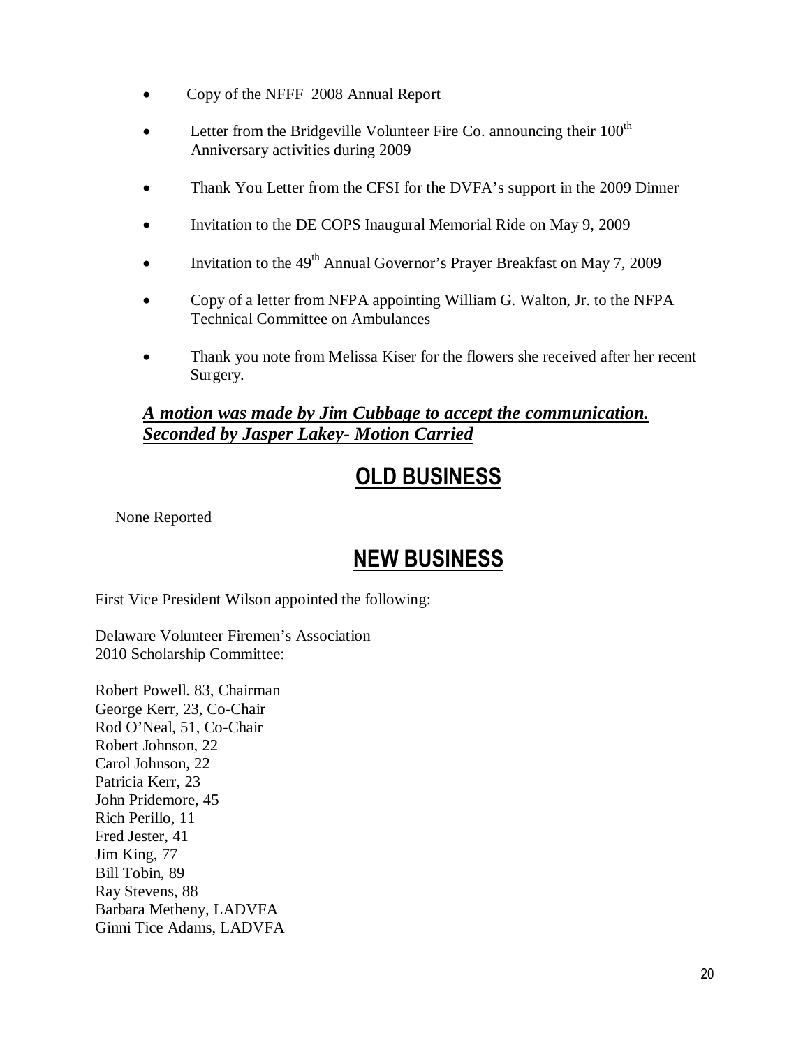- Copy of the NFFF 2008 Annual Report
- Letter from the Bridgeville Volunteer Fire Co. announcing their 100th Anniversary activities during 2009
- Thank You Letter from the CFSI for the DVFA's support in the 2009 Dinner
- Invitation to the DE COPS Inaugural Memorial Ride on May 9, 2009
- Invitation to the 49th Annual Governor's Prayer Breakfast on May 7, 2009
- Copy of a letter from NFPA appointing William G. Walton, Jr. to the NFPA Technical Committee on Ambulances
- Thank you note from Melissa Kiser for the flowers she received after her recent Surgery.

***A motion was made by Jim Cubbage to accept the communication. Seconded by Jasper Lakey- Motion Carried***

## OLD BUSINESS

None Reported

## NEW BUSINESS

First Vice President Wilson appointed the following:

Delaware Volunteer Firemen's Association
2010 Scholarship Committee:

Robert Powell. 83, Chairman
George Kerr, 23, Co-Chair
Rod O'Neal, 51, Co-Chair
Robert Johnson, 22
Carol Johnson, 22
Patricia Kerr, 23
John Pridemore, 45
Rich Perillo, 11
Fred Jester, 41
Jim King, 77
Bill Tobin, 89
Ray Stevens, 88
Barbara Metheny, LADVFA
Ginni Tice Adams, LADVFA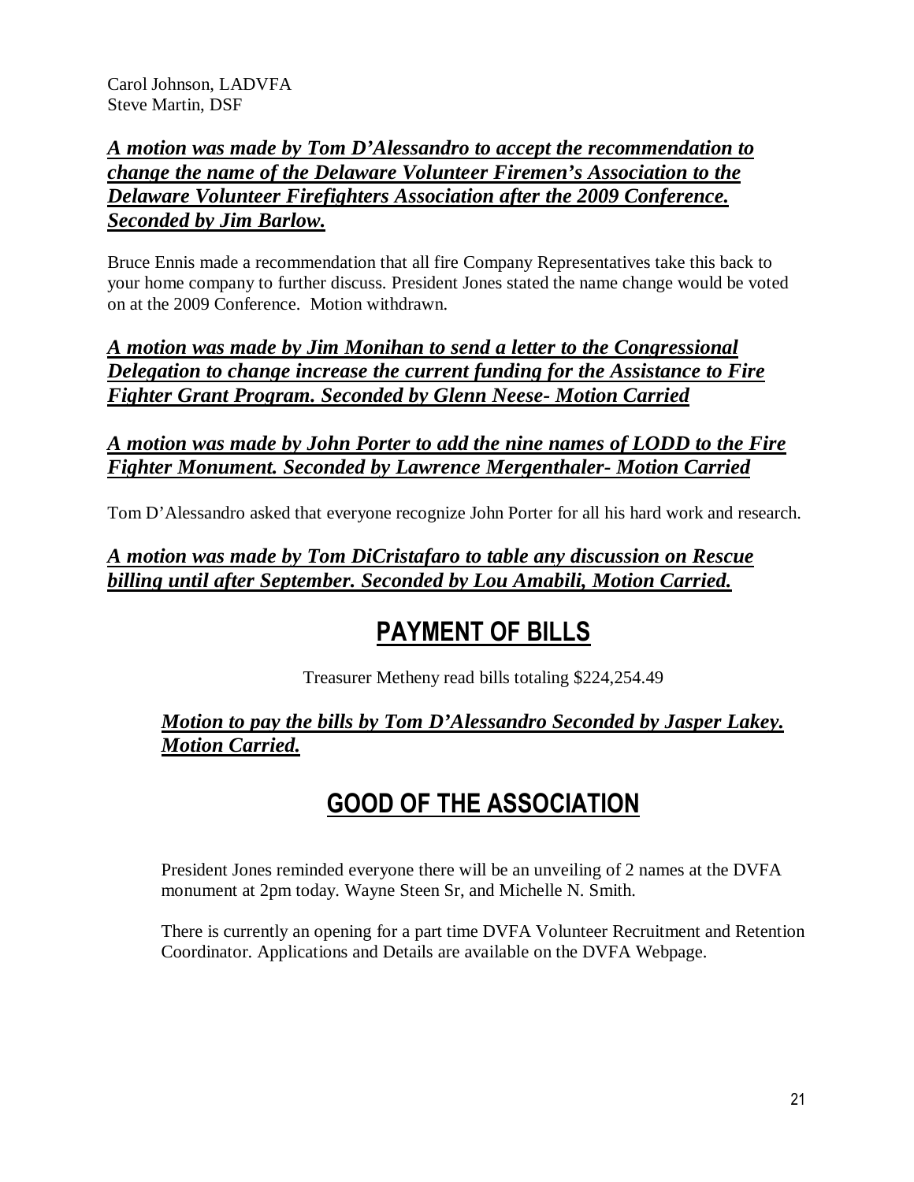Carol Johnson, LADVFA
Steve Martin, DSF

***A motion was made by Tom D'Alessandro to accept the recommendation to change the name of the Delaware Volunteer Firemen's Association to the Delaware Volunteer Firefighters Association after the 2009 Conference. Seconded by Jim Barlow.***

Bruce Ennis made a recommendation that all fire Company Representatives take this back to your home company to further discuss. President Jones stated the name change would be voted on at the 2009 Conference. Motion withdrawn.

***A motion was made by Jim Monihan to send a letter to the Congressional Delegation to change increase the current funding for the Assistance to Fire Fighter Grant Program. Seconded by Glenn Neese- Motion Carried***

***A motion was made by John Porter to add the nine names of LODD to the Fire Fighter Monument. Seconded by Lawrence Mergenthaler- Motion Carried***

Tom D'Alessandro asked that everyone recognize John Porter for all his hard work and research.

***A motion was made by Tom DiCristafaro to table any discussion on Rescue billing until after September. Seconded by Lou Amabili, Motion Carried.***

# PAYMENT OF BILLS

Treasurer Metheny read bills totaling $224,254.49

***Motion to pay the bills by Tom D'Alessandro Seconded by Jasper Lakey. Motion Carried.***

# GOOD OF THE ASSOCIATION

President Jones reminded everyone there will be an unveiling of 2 names at the DVFA monument at 2pm today. Wayne Steen Sr, and Michelle N. Smith.

There is currently an opening for a part time DVFA Volunteer Recruitment and Retention Coordinator. Applications and Details are available on the DVFA Webpage.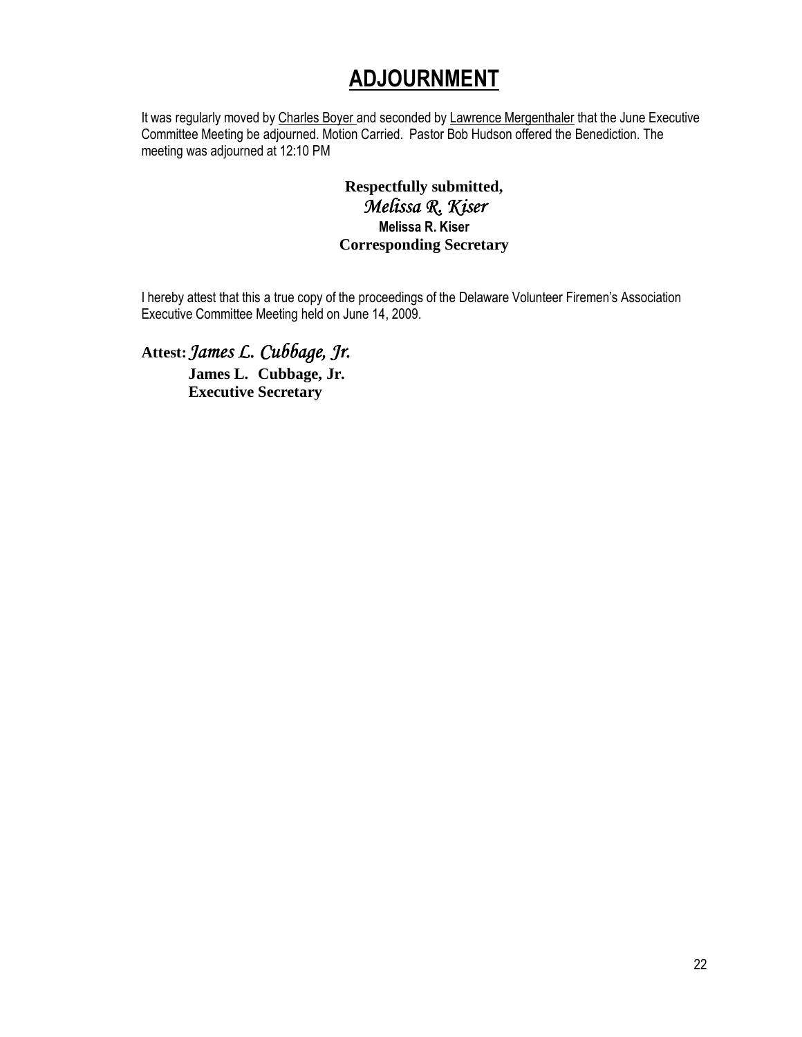# ADJOURNMENT

It was regularly moved by Charles Boyer and seconded by Lawrence Mergenthaler that the June Executive Committee Meeting be adjourned. Motion Carried. Pastor Bob Hudson offered the Benediction. The meeting was adjourned at 12:10 PM

**Respectfully submitted,**
*Melissa R. Kiser*
**Melissa R. Kiser**
**Corresponding Secretary**

I hereby attest that this a true copy of the proceedings of the Delaware Volunteer Firemen's Association Executive Committee Meeting held on June 14, 2009.

**Attest:** *James L. Cubbage, Jr.*
**James L. Cubbage, Jr.**
**Executive Secretary**